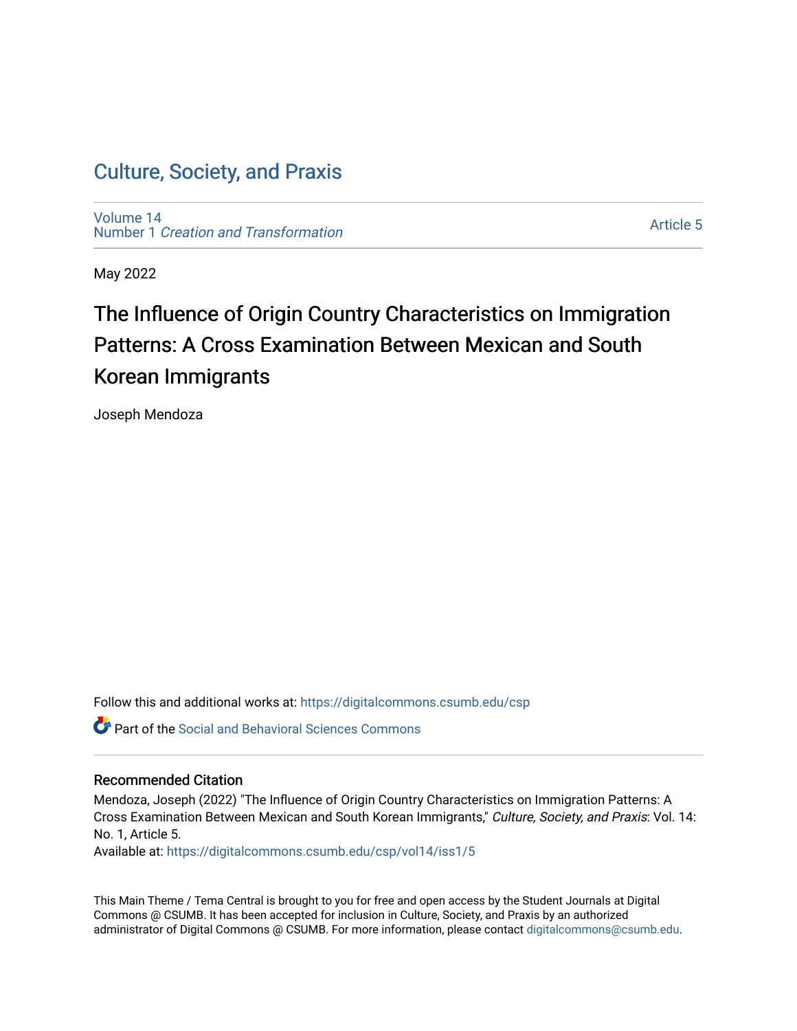# Culture, Society, and Praxis

Volume 14
Number 1 *Creation and Transformation*

Article 5

May 2022

## The Influence of Origin Country Characteristics on Immigration Patterns: A Cross Examination Between Mexican and South Korean Immigrants

Joseph Mendoza

Follow this and additional works at: https://digitalcommons.csumb.edu/csp

Part of the Social and Behavioral Sciences Commons

### Recommended Citation

Mendoza, Joseph (2022) "The Influence of Origin Country Characteristics on Immigration Patterns: A Cross Examination Between Mexican and South Korean Immigrants," *Culture, Society, and Praxis*: Vol. 14: No. 1, Article 5.
Available at: https://digitalcommons.csumb.edu/csp/vol14/iss1/5

This Main Theme / Tema Central is brought to you for free and open access by the Student Journals at Digital Commons @ CSUMB. It has been accepted for inclusion in Culture, Society, and Praxis by an authorized administrator of Digital Commons @ CSUMB. For more information, please contact digitalcommons@csumb.edu.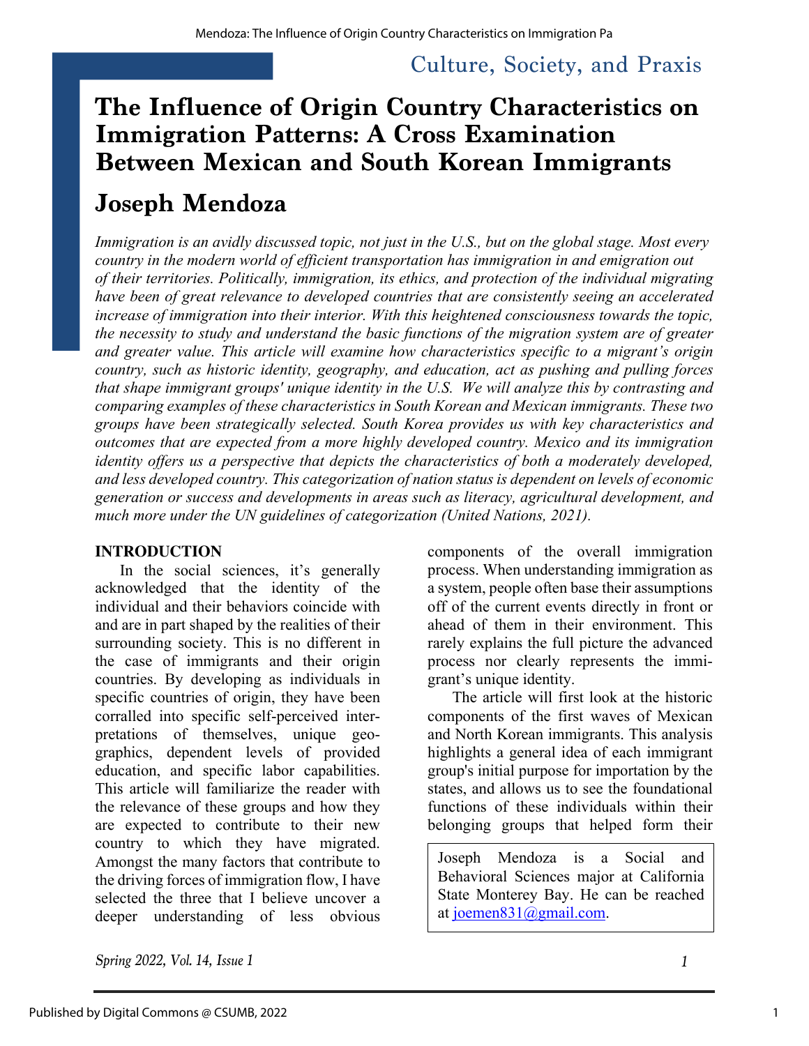Culture, Society, and Praxis

# The Influence of Origin Country Characteristics on Immigration Patterns: A Cross Examination Between Mexican and South Korean Immigrants

## Joseph Mendoza

*Immigration is an avidly discussed topic, not just in the U.S., but on the global stage. Most every country in the modern world of efficient transportation has immigration in and emigration out of their territories. Politically, immigration, its ethics, and protection of the individual migrating have been of great relevance to developed countries that are consistently seeing an accelerated increase of immigration into their interior. With this heightened consciousness towards the topic, the necessity to study and understand the basic functions of the migration system are of greater and greater value. This article will examine how characteristics specific to a migrant's origin country, such as historic identity, geography, and education, act as pushing and pulling forces that shape immigrant groups' unique identity in the U.S. We will analyze this by contrasting and comparing examples of these characteristics in South Korean and Mexican immigrants. These two groups have been strategically selected. South Korea provides us with key characteristics and outcomes that are expected from a more highly developed country. Mexico and its immigration identity offers us a perspective that depicts the characteristics of both a moderately developed, and less developed country. This categorization of nation status is dependent on levels of economic generation or success and developments in areas such as literacy, agricultural development, and much more under the UN guidelines of categorization (United Nations, 2021).*

### INTRODUCTION

In the social sciences, it's generally acknowledged that the identity of the individual and their behaviors coincide with and are in part shaped by the realities of their surrounding society. This is no different in the case of immigrants and their origin countries. By developing as individuals in specific countries of origin, they have been corralled into specific self-perceived interpretations of themselves, unique geographics, dependent levels of provided education, and specific labor capabilities. This article will familiarize the reader with the relevance of these groups and how they are expected to contribute to their new country to which they have migrated. Amongst the many factors that contribute to the driving forces of immigration flow, I have selected the three that I believe uncover a deeper understanding of less obvious components of the overall immigration process. When understanding immigration as a system, people often base their assumptions off of the current events directly in front or ahead of them in their environment. This rarely explains the full picture the advanced process nor clearly represents the immigrant's unique identity.

The article will first look at the historic components of the first waves of Mexican and North Korean immigrants. This analysis highlights a general idea of each immigrant group's initial purpose for importation by the states, and allows us to see the foundational functions of these individuals within their belonging groups that helped form their

Joseph Mendoza is a Social and Behavioral Sciences major at California State Monterey Bay. He can be reached at joemen831@gmail.com.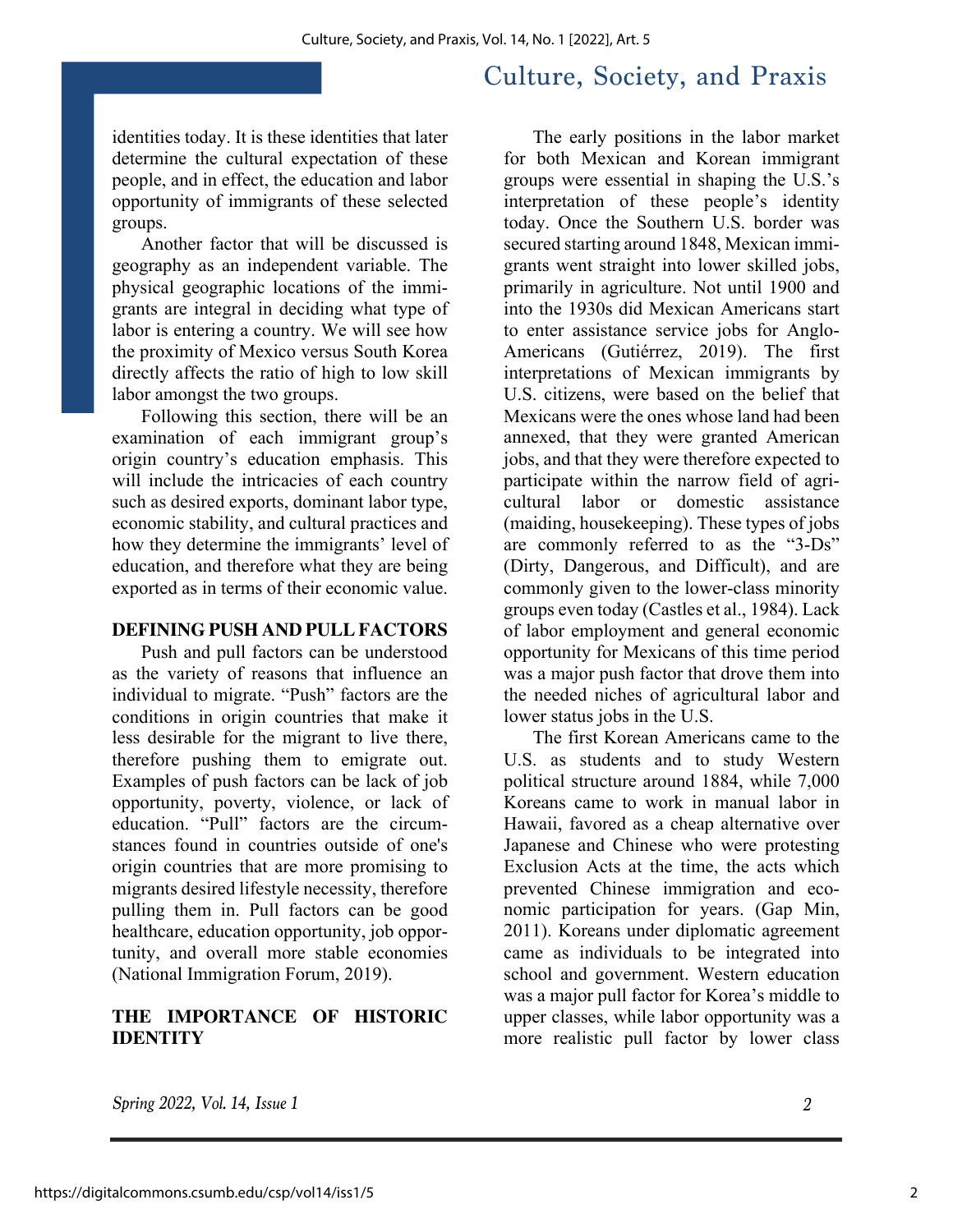identities today. It is these identities that later determine the cultural expectation of these people, and in effect, the education and labor opportunity of immigrants of these selected groups.

Another factor that will be discussed is geography as an independent variable. The physical geographic locations of the immigrants are integral in deciding what type of labor is entering a country. We will see how the proximity of Mexico versus South Korea directly affects the ratio of high to low skill labor amongst the two groups.

Following this section, there will be an examination of each immigrant group's origin country's education emphasis. This will include the intricacies of each country such as desired exports, dominant labor type, economic stability, and cultural practices and how they determine the immigrants' level of education, and therefore what they are being exported as in terms of their economic value.

## DEFINING PUSH AND PULL FACTORS

Push and pull factors can be understood as the variety of reasons that influence an individual to migrate. "Push" factors are the conditions in origin countries that make it less desirable for the migrant to live there, therefore pushing them to emigrate out. Examples of push factors can be lack of job opportunity, poverty, violence, or lack of education. "Pull" factors are the circumstances found in countries outside of one's origin countries that are more promising to migrants desired lifestyle necessity, therefore pulling them in. Pull factors can be good healthcare, education opportunity, job opportunity, and overall more stable economies (National Immigration Forum, 2019).

## THE IMPORTANCE OF HISTORIC IDENTITY

The early positions in the labor market for both Mexican and Korean immigrant groups were essential in shaping the U.S.'s interpretation of these people's identity today. Once the Southern U.S. border was secured starting around 1848, Mexican immigrants went straight into lower skilled jobs, primarily in agriculture. Not until 1900 and into the 1930s did Mexican Americans start to enter assistance service jobs for Anglo-Americans (Gutiérrez, 2019). The first interpretations of Mexican immigrants by U.S. citizens, were based on the belief that Mexicans were the ones whose land had been annexed, that they were granted American jobs, and that they were therefore expected to participate within the narrow field of agricultural labor or domestic assistance (maiding, housekeeping). These types of jobs are commonly referred to as the "3-Ds" (Dirty, Dangerous, and Difficult), and are commonly given to the lower-class minority groups even today (Castles et al., 1984). Lack of labor employment and general economic opportunity for Mexicans of this time period was a major push factor that drove them into the needed niches of agricultural labor and lower status jobs in the U.S.

The first Korean Americans came to the U.S. as students and to study Western political structure around 1884, while 7,000 Koreans came to work in manual labor in Hawaii, favored as a cheap alternative over Japanese and Chinese who were protesting Exclusion Acts at the time, the acts which prevented Chinese immigration and economic participation for years. (Gap Min, 2011). Koreans under diplomatic agreement came as individuals to be integrated into school and government. Western education was a major pull factor for Korea's middle to upper classes, while labor opportunity was a more realistic pull factor by lower class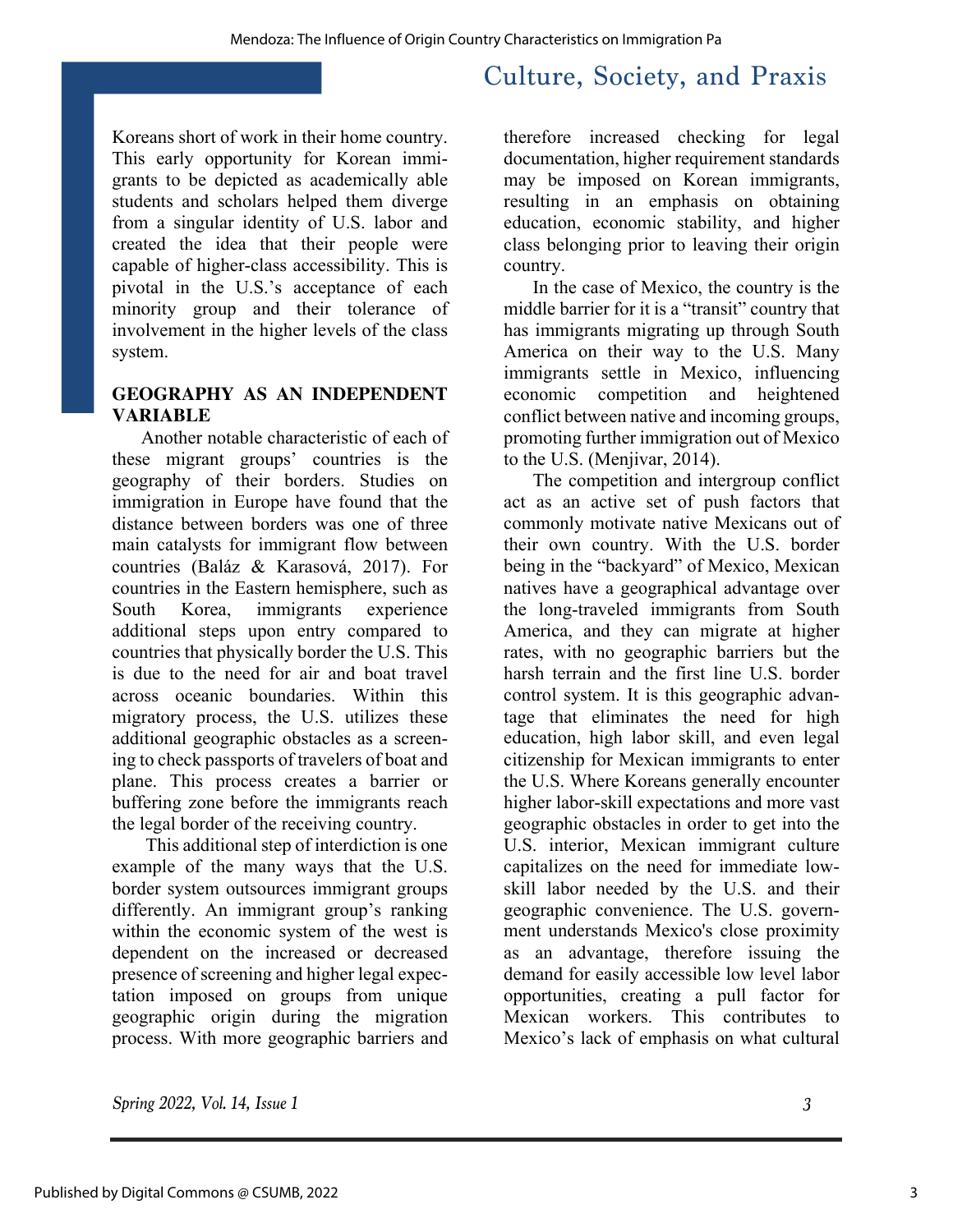Koreans short of work in their home country. This early opportunity for Korean immigrants to be depicted as academically able students and scholars helped them diverge from a singular identity of U.S. labor and created the idea that their people were capable of higher-class accessibility. This is pivotal in the U.S.'s acceptance of each minority group and their tolerance of involvement in the higher levels of the class system.

## GEOGRAPHY AS AN INDEPENDENT VARIABLE

Another notable characteristic of each of these migrant groups' countries is the geography of their borders. Studies on immigration in Europe have found that the distance between borders was one of three main catalysts for immigrant flow between countries (Baláz & Karasová, 2017). For countries in the Eastern hemisphere, such as South Korea, immigrants experience additional steps upon entry compared to countries that physically border the U.S. This is due to the need for air and boat travel across oceanic boundaries. Within this migratory process, the U.S. utilizes these additional geographic obstacles as a screening to check passports of travelers of boat and plane. This process creates a barrier or buffering zone before the immigrants reach the legal border of the receiving country.

This additional step of interdiction is one example of the many ways that the U.S. border system outsources immigrant groups differently. An immigrant group's ranking within the economic system of the west is dependent on the increased or decreased presence of screening and higher legal expectation imposed on groups from unique geographic origin during the migration process. With more geographic barriers and therefore increased checking for legal documentation, higher requirement standards may be imposed on Korean immigrants, resulting in an emphasis on obtaining education, economic stability, and higher class belonging prior to leaving their origin country.

In the case of Mexico, the country is the middle barrier for it is a "transit" country that has immigrants migrating up through South America on their way to the U.S. Many immigrants settle in Mexico, influencing economic competition and heightened conflict between native and incoming groups, promoting further immigration out of Mexico to the U.S. (Menjivar, 2014).

The competition and intergroup conflict act as an active set of push factors that commonly motivate native Mexicans out of their own country. With the U.S. border being in the "backyard" of Mexico, Mexican natives have a geographical advantage over the long-traveled immigrants from South America, and they can migrate at higher rates, with no geographic barriers but the harsh terrain and the first line U.S. border control system. It is this geographic advantage that eliminates the need for high education, high labor skill, and even legal citizenship for Mexican immigrants to enter the U.S. Where Koreans generally encounter higher labor-skill expectations and more vast geographic obstacles in order to get into the U.S. interior, Mexican immigrant culture capitalizes on the need for immediate low-skill labor needed by the U.S. and their geographic convenience. The U.S. government understands Mexico's close proximity as an advantage, therefore issuing the demand for easily accessible low level labor opportunities, creating a pull factor for Mexican workers. This contributes to Mexico's lack of emphasis on what cultural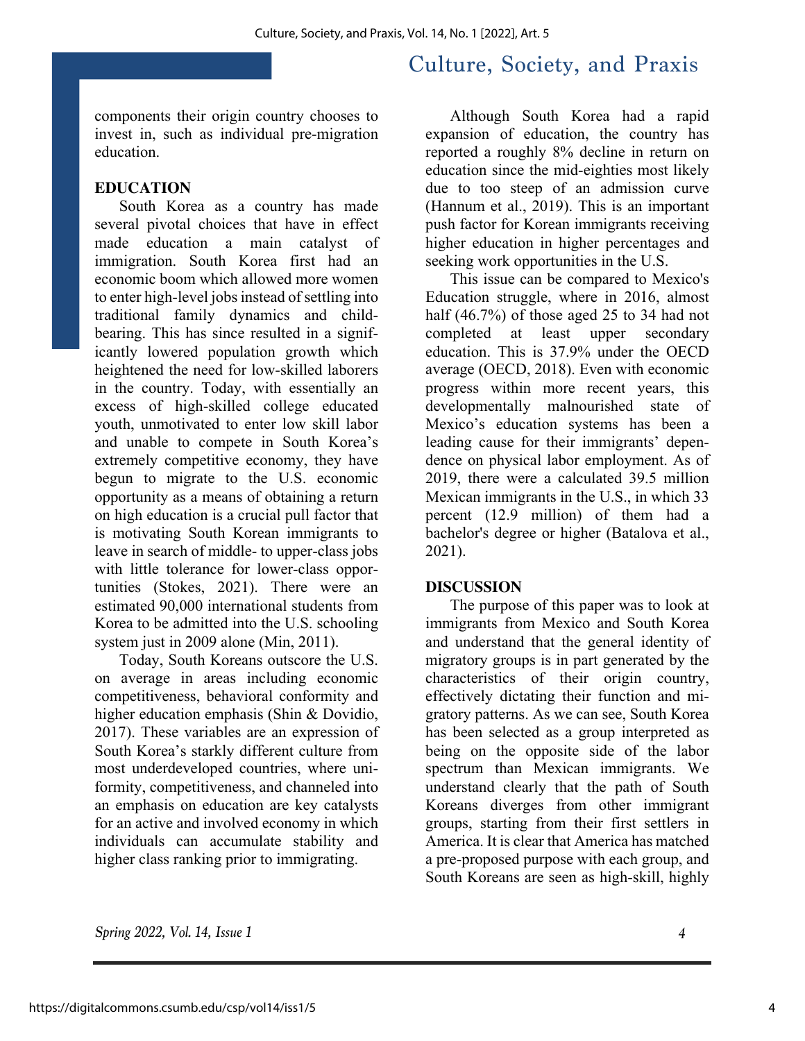components their origin country chooses to invest in, such as individual pre-migration education.

## EDUCATION

South Korea as a country has made several pivotal choices that have in effect made education a main catalyst of immigration. South Korea first had an economic boom which allowed more women to enter high-level jobs instead of settling into traditional family dynamics and child-bearing. This has since resulted in a significantly lowered population growth which heightened the need for low-skilled laborers in the country. Today, with essentially an excess of high-skilled college educated youth, unmotivated to enter low skill labor and unable to compete in South Korea's extremely competitive economy, they have begun to migrate to the U.S. economic opportunity as a means of obtaining a return on high education is a crucial pull factor that is motivating South Korean immigrants to leave in search of middle- to upper-class jobs with little tolerance for lower-class opportunities (Stokes, 2021). There were an estimated 90,000 international students from Korea to be admitted into the U.S. schooling system just in 2009 alone (Min, 2011).

Today, South Koreans outscore the U.S. on average in areas including economic competitiveness, behavioral conformity and higher education emphasis (Shin & Dovidio, 2017). These variables are an expression of South Korea's starkly different culture from most underdeveloped countries, where uniformity, competitiveness, and channeled into an emphasis on education are key catalysts for an active and involved economy in which individuals can accumulate stability and higher class ranking prior to immigrating.

Although South Korea had a rapid expansion of education, the country has reported a roughly 8% decline in return on education since the mid-eighties most likely due to too steep of an admission curve (Hannum et al., 2019). This is an important push factor for Korean immigrants receiving higher education in higher percentages and seeking work opportunities in the U.S.

This issue can be compared to Mexico's Education struggle, where in 2016, almost half (46.7%) of those aged 25 to 34 had not completed at least upper secondary education. This is 37.9% under the OECD average (OECD, 2018). Even with economic progress within more recent years, this developmentally malnourished state of Mexico's education systems has been a leading cause for their immigrants' dependence on physical labor employment. As of 2019, there were a calculated 39.5 million Mexican immigrants in the U.S., in which 33 percent (12.9 million) of them had a bachelor's degree or higher (Batalova et al., 2021).

## DISCUSSION

The purpose of this paper was to look at immigrants from Mexico and South Korea and understand that the general identity of migratory groups is in part generated by the characteristics of their origin country, effectively dictating their function and migratory patterns. As we can see, South Korea has been selected as a group interpreted as being on the opposite side of the labor spectrum than Mexican immigrants. We understand clearly that the path of South Koreans diverges from other immigrant groups, starting from their first settlers in America. It is clear that America has matched a pre-proposed purpose with each group, and South Koreans are seen as high-skill, highly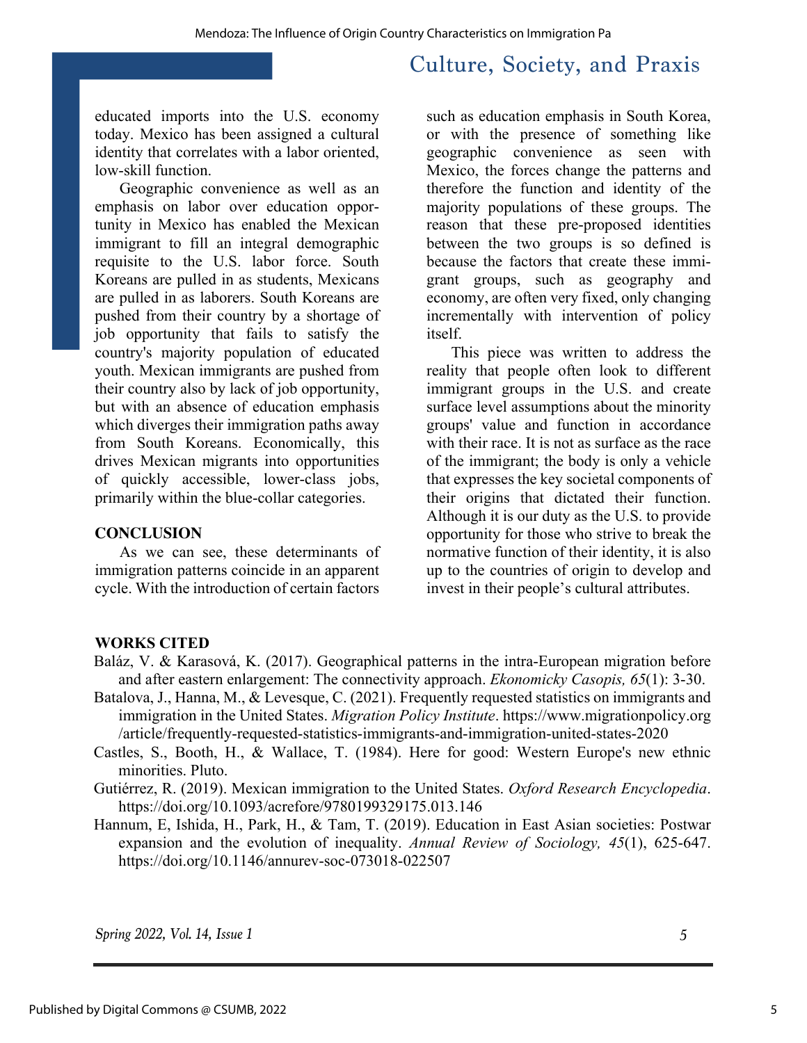educated imports into the U.S. economy today. Mexico has been assigned a cultural identity that correlates with a labor oriented, low-skill function.

Geographic convenience as well as an emphasis on labor over education opportunity in Mexico has enabled the Mexican immigrant to fill an integral demographic requisite to the U.S. labor force. South Koreans are pulled in as students, Mexicans are pulled in as laborers. South Koreans are pushed from their country by a shortage of job opportunity that fails to satisfy the country's majority population of educated youth. Mexican immigrants are pushed from their country also by lack of job opportunity, but with an absence of education emphasis which diverges their immigration paths away from South Koreans. Economically, this drives Mexican migrants into opportunities of quickly accessible, lower-class jobs, primarily within the blue-collar categories.

## CONCLUSION

As we can see, these determinants of immigration patterns coincide in an apparent cycle. With the introduction of certain factors such as education emphasis in South Korea, or with the presence of something like geographic convenience as seen with Mexico, the forces change the patterns and therefore the function and identity of the majority populations of these groups. The reason that these pre-proposed identities between the two groups is so defined is because the factors that create these immigrant groups, such as geography and economy, are often very fixed, only changing incrementally with intervention of policy itself.

This piece was written to address the reality that people often look to different immigrant groups in the U.S. and create surface level assumptions about the minority groups' value and function in accordance with their race. It is not as surface as the race of the immigrant; the body is only a vehicle that expresses the key societal components of their origins that dictated their function. Although it is our duty as the U.S. to provide opportunity for those who strive to break the normative function of their identity, it is also up to the countries of origin to develop and invest in their people's cultural attributes.

## WORKS CITED

Baláz, V. & Karasová, K. (2017). Geographical patterns in the intra-European migration before and after eastern enlargement: The connectivity approach. *Ekonomicky Casopis, 65*(1): 3-30.

Batalova, J., Hanna, M., & Levesque, C. (2021). Frequently requested statistics on immigrants and immigration in the United States. *Migration Policy Institute*. https://www.migrationpolicy.org/article/frequently-requested-statistics-immigrants-and-immigration-united-states-2020

Castles, S., Booth, H., & Wallace, T. (1984). Here for good: Western Europe's new ethnic minorities. Pluto.

Gutiérrez, R. (2019). Mexican immigration to the United States. *Oxford Research Encyclopedia*. https://doi.org/10.1093/acrefore/9780199329175.013.146

Hannum, E, Ishida, H., Park, H., & Tam, T. (2019). Education in East Asian societies: Postwar expansion and the evolution of inequality. *Annual Review of Sociology, 45*(1), 625-647. https://doi.org/10.1146/annurev-soc-073018-022507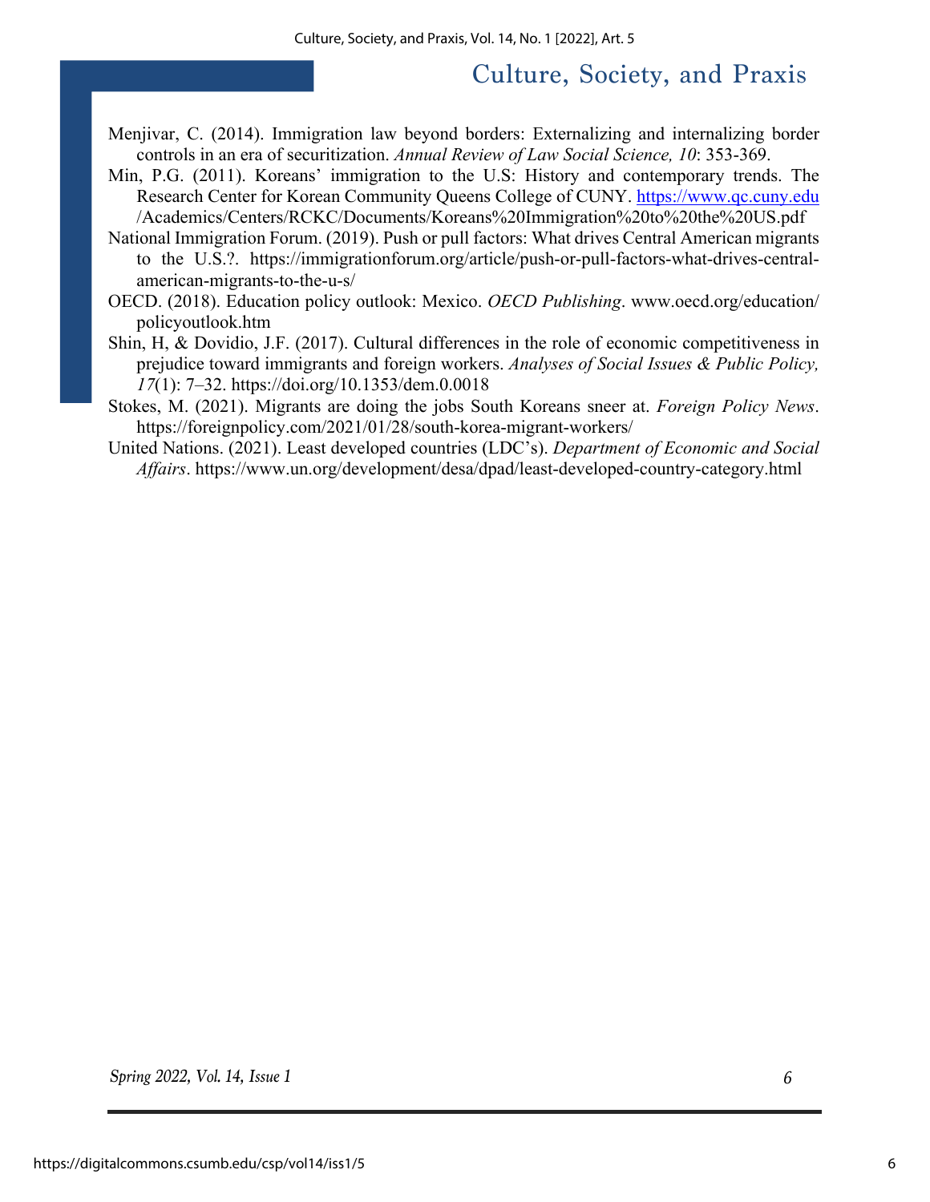Menjivar, C. (2014). Immigration law beyond borders: Externalizing and internalizing border controls in an era of securitization. *Annual Review of Law Social Science, 10*: 353-369.

Min, P.G. (2011). Koreans' immigration to the U.S: History and contemporary trends. The Research Center for Korean Community Queens College of CUNY. https://www.qc.cuny.edu/Academics/Centers/RCKC/Documents/Koreans%20Immigration%20to%20the%20US.pdf

National Immigration Forum. (2019). Push or pull factors: What drives Central American migrants to the U.S.?. https://immigrationforum.org/article/push-or-pull-factors-what-drives-central-american-migrants-to-the-u-s/

OECD. (2018). Education policy outlook: Mexico. *OECD Publishing*. www.oecd.org/education/policyoutlook.htm

Shin, H, & Dovidio, J.F. (2017). Cultural differences in the role of economic competitiveness in prejudice toward immigrants and foreign workers. *Analyses of Social Issues & Public Policy, 17*(1): 7–32. https://doi.org/10.1353/dem.0.0018

Stokes, M. (2021). Migrants are doing the jobs South Koreans sneer at. *Foreign Policy News*. https://foreignpolicy.com/2021/01/28/south-korea-migrant-workers/

United Nations. (2021). Least developed countries (LDC's). *Department of Economic and Social Affairs*. https://www.un.org/development/desa/dpad/least-developed-country-category.html